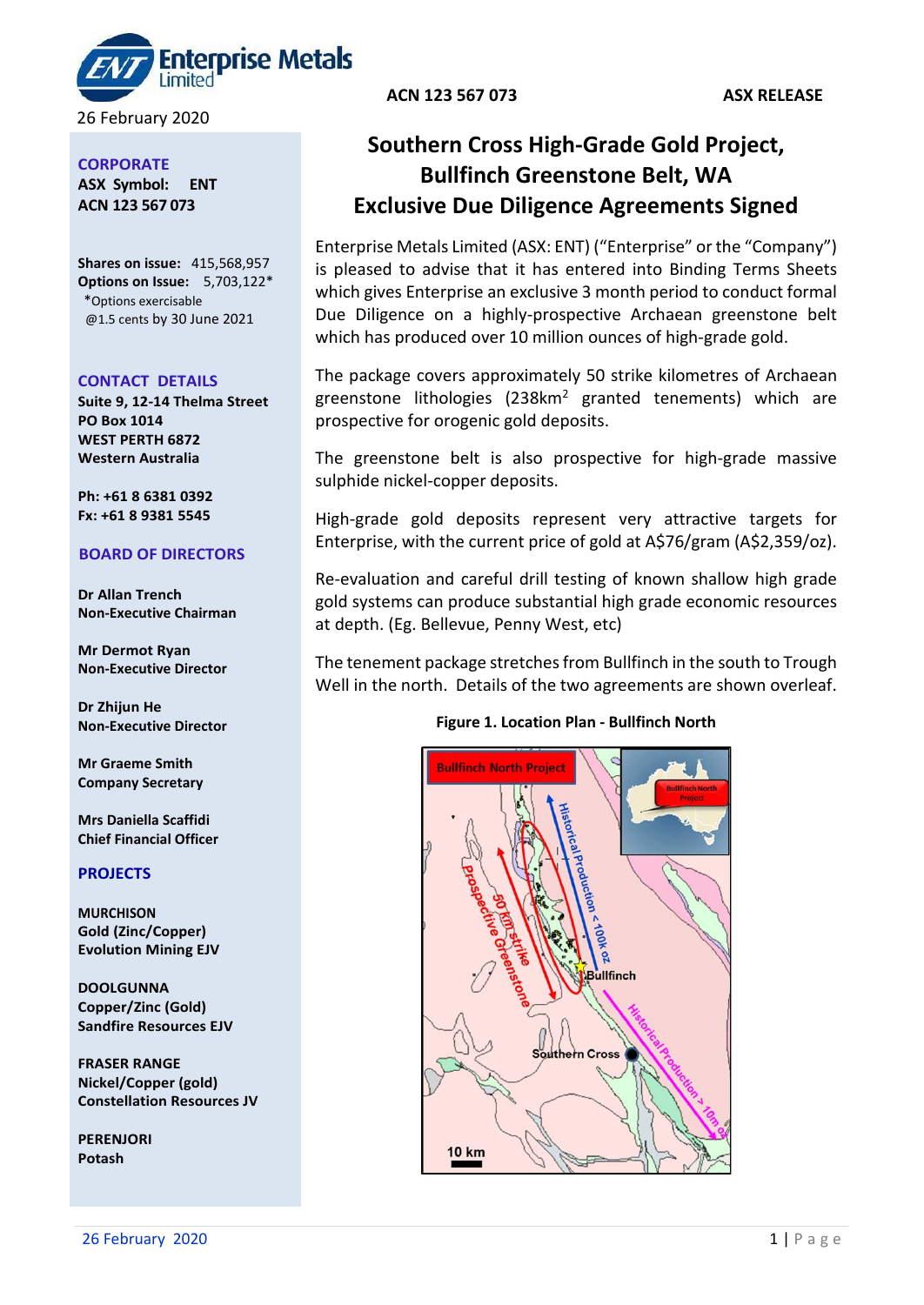Enterprise Metals Limited

26 February 2020

**ACN 123 567 073** **ASX RELEASE**

**CORPORATE**

**ASX Symbol: ENT**
**ACN 123 567 073**

**Shares on issue:** 415,568,957
**Options on Issue:** 5,703,122*
*Options exercisable @1.5 cents by 30 June 2021

**CONTACT DETAILS**

**Suite 9, 12-14 Thelma Street**
**PO Box 1014**
**WEST PERTH 6872**
**Western Australia**

**Ph: +61 8 6381 0392**
**Fx: +61 8 9381 5545**

**BOARD OF DIRECTORS**

**Dr Allan Trench**
**Non-Executive Chairman**

**Mr Dermot Ryan**
**Non-Executive Director**

**Dr Zhijun He**
**Non-Executive Director**

**Mr Graeme Smith**
**Company Secretary**

**Mrs Daniella Scaffidi**
**Chief Financial Officer**

**PROJECTS**

**MURCHISON**
**Gold (Zinc/Copper)**
**Evolution Mining EJV**

**DOOLGUNNA**
**Copper/Zinc (Gold)**
**Sandfire Resources EJV**

**FRASER RANGE**
**Nickel/Copper (gold)**
**Constellation Resources JV**

**PERENJORI**
**Potash**

# Southern Cross High-Grade Gold Project, Bullfinch Greenstone Belt, WA Exclusive Due Diligence Agreements Signed

Enterprise Metals Limited (ASX: ENT) ("Enterprise" or the "Company") is pleased to advise that it has entered into Binding Terms Sheets which gives Enterprise an exclusive 3 month period to conduct formal Due Diligence on a highly-prospective Archaean greenstone belt which has produced over 10 million ounces of high-grade gold.

The package covers approximately 50 strike kilometres of Archaean greenstone lithologies (238km$^2$ granted tenements) which are prospective for orogenic gold deposits.

The greenstone belt is also prospective for high-grade massive sulphide nickel-copper deposits.

High-grade gold deposits represent very attractive targets for Enterprise, with the current price of gold at A$76/gram (A$2,359/oz).

Re-evaluation and careful drill testing of known shallow high grade gold systems can produce substantial high grade economic resources at depth. (Eg. Bellevue, Penny West, etc)

The tenement package stretches from Bullfinch in the south to Trough Well in the north. Details of the two agreements are shown overleaf.

**Figure 1. Location Plan - Bullfinch North**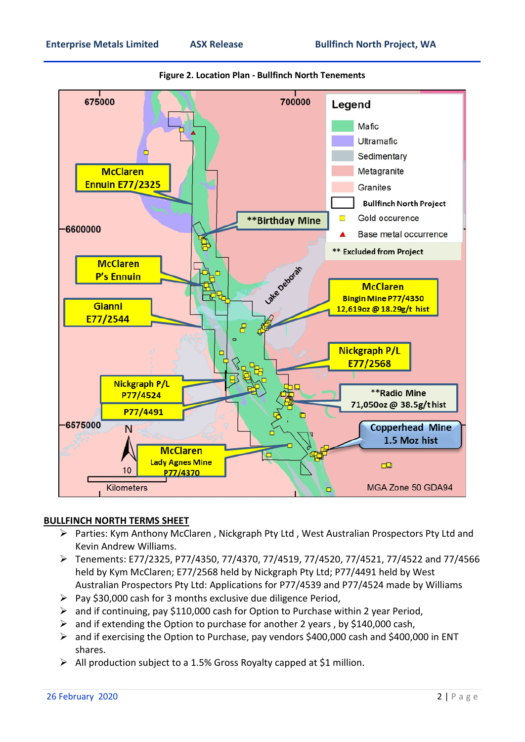Figure 2. Location Plan - Bullfinch North Tenements

## BULLFINCH NORTH TERMS SHEET

- Parties: Kym Anthony McClaren , Nickgraph Pty Ltd , West Australian Prospectors Pty Ltd and Kevin Andrew Williams.
- Tenements: E77/2325, P77/4350, 77/4370, 77/4519, 77/4520, 77/4521, 77/4522 and 77/4566 held by Kym McClaren; E77/2568 held by Nickgraph Pty Ltd; P77/4491 held by West Australian Prospectors Pty Ltd: Applications for P77/4539 and P77/4524 made by Williams
- Pay $30,000 cash for 3 months exclusive due diligence Period,
- and if continuing, pay $110,000 cash for Option to Purchase within 2 year Period,
- and if extending the Option to purchase for another 2 years , by $140,000 cash,
- and if exercising the Option to Purchase, pay vendors $400,000 cash and $400,000 in ENT shares.
- All production subject to a 1.5% Gross Royalty capped at $1 million.

26 February 2020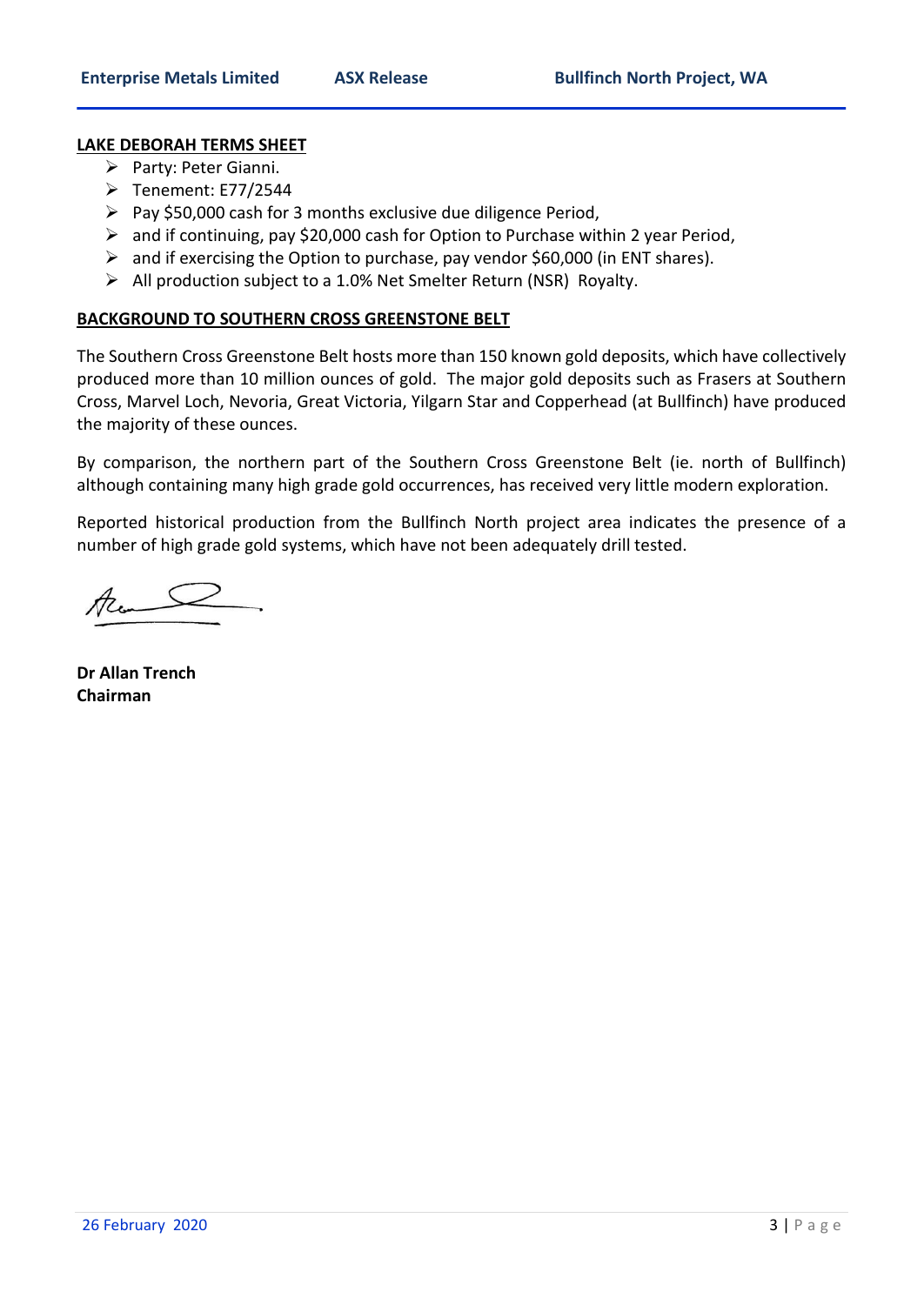**LAKE DEBORAH TERMS SHEET**

- Party: Peter Gianni.
- Tenement: E77/2544
- Pay $50,000 cash for 3 months exclusive due diligence Period,
- and if continuing, pay $20,000 cash for Option to Purchase within 2 year Period,
- and if exercising the Option to purchase, pay vendor $60,000 (in ENT shares).
- All production subject to a 1.0% Net Smelter Return (NSR) Royalty.

**BACKGROUND TO SOUTHERN CROSS GREENSTONE BELT**

The Southern Cross Greenstone Belt hosts more than 150 known gold deposits, which have collectively produced more than 10 million ounces of gold. The major gold deposits such as Frasers at Southern Cross, Marvel Loch, Nevoria, Great Victoria, Yilgarn Star and Copperhead (at Bullfinch) have produced the majority of these ounces.

By comparison, the northern part of the Southern Cross Greenstone Belt (ie. north of Bullfinch) although containing many high grade gold occurrences, has received very little modern exploration.

Reported historical production from the Bullfinch North project area indicates the presence of a number of high grade gold systems, which have not been adequately drill tested.

**Dr Allan Trench**
**Chairman**